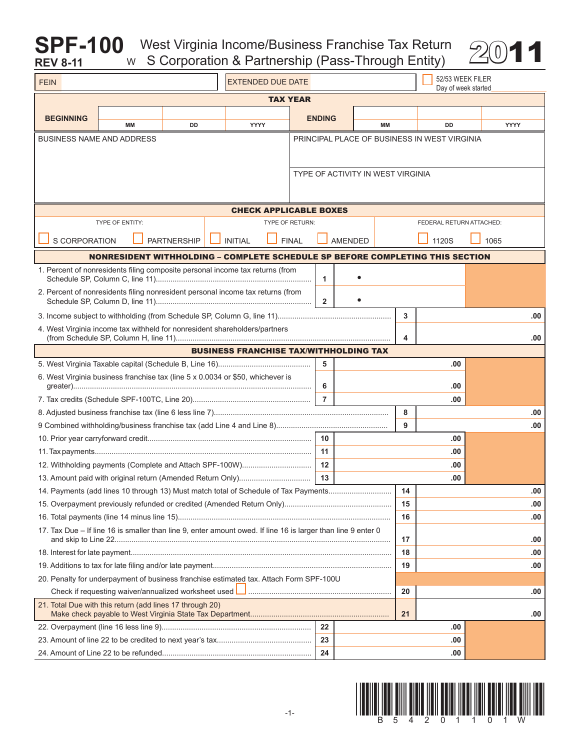# SPF-100

**REV 8-11**

W West Virginia Income/Business Franchise Tax Return S Corporation & Partnership (Pass-Through Entity)

**2011**

| FEIN | | EXTENDED DUE DATE | | ☐ 52/53 WEEK FILER Day of week started\_\_\_\_ |
|---|---|---|---|---|

**TAX YEAR**

| BEGINNING | MM | DD | YYYY | ENDING | MM | DD | YYYY |
|---|---|---|---|---|---|---|---|
| | | | | | | | |

| BUSINESS NAME AND ADDRESS | PRINCIPAL PLACE OF BUSINESS IN WEST VIRGINIA |
|---|---|
| | TYPE OF ACTIVITY IN WEST VIRGINIA |

**CHECK APPLICABLE BOXES**

| TYPE OF ENTITY: | TYPE OF RETURN: | FEDERAL RETURN ATTACHED: |
|---|---|---|
| ☐ S CORPORATION ☐ PARTNERSHIP | ☐ INITIAL ☐ FINAL ☐ AMENDED | ☐ 1120S ☐ 1065 |

**NONRESIDENT WITHHOLDING – COMPLETE SCHEDULE SP BEFORE COMPLETING THIS SECTION**

| | | | | |
|---|---|---|---|---|
| 1. Percent of nonresidents filing composite personal income tax returns (from Schedule SP, Column C, line 11) | 1 | • | | |
| 2. Percent of nonresidents filing nonresident personal income tax returns (from Schedule SP, Column D, line 11) | 2 | • | | |
| 3. Income subject to withholding (from Schedule SP, Column G, line 11) | | | 3 | .00 |
| 4. West Virginia income tax withheld for nonresident shareholders/partners (from Schedule SP, Column H, line 11) | | | 4 | .00 |

**BUSINESS FRANCHISE TAX/WITHHOLDING TAX**

| | | | | |
|---|---|---|---|---|
| 5. West Virginia Taxable capital (Schedule B, Line 16) | 5 | .00 | | |
| 6. West Virginia business franchise tax (line 5 x 0.0034 or $50, whichever is greater) | 6 | .00 | | |
| 7. Tax credits (Schedule SPF-100TC, Line 20) | 7 | .00 | | |
| 8. Adjusted business franchise tax (line 6 less line 7) | | | 8 | .00 |
| 9 Combined withholding/business franchise tax (add Line 4 and Line 8) | | | 9 | .00 |
| 10. Prior year carryforward credit | 10 | .00 | | |
| 11. Tax payments | 11 | .00 | | |
| 12. Withholding payments (Complete and Attach SPF-100W) | 12 | .00 | | |
| 13. Amount paid with original return (Amended Return Only) | 13 | .00 | | |
| 14. Payments (add lines 10 through 13) Must match total of Schedule of Tax Payments | | | 14 | .00 |
| 15. Overpayment previously refunded or credited (Amended Return Only) | | | 15 | .00 |
| 16. Total payments (line 14 minus line 15) | | | 16 | .00 |
| 17. Tax Due – If line 16 is smaller than line 9, enter amount owed. If line 16 is larger than line 9 enter 0 and skip to Line 22 | | | 17 | .00 |
| 18. Interest for late payment | | | 18 | .00 |
| 19. Additions to tax for late filing and/or late payment | | | 19 | .00 |
| 20. Penalty for underpayment of business franchise estimated tax. Attach Form SPF-100U Check if requesting waiver/annualized worksheet used ☐ | | | 20 | .00 |
| 21. Total Due with this return (add lines 17 through 20) Make check payable to West Virginia State Tax Department | | | 21 | .00 |
| 22. Overpayment (line 16 less line 9) | 22 | .00 | | |
| 23. Amount of line 22 to be credited to next year's tax | 23 | .00 | | |
| 24. Amount of Line 22 to be refunded | 24 | .00 | | |

B 5 4 2 0 1 1 0 1 W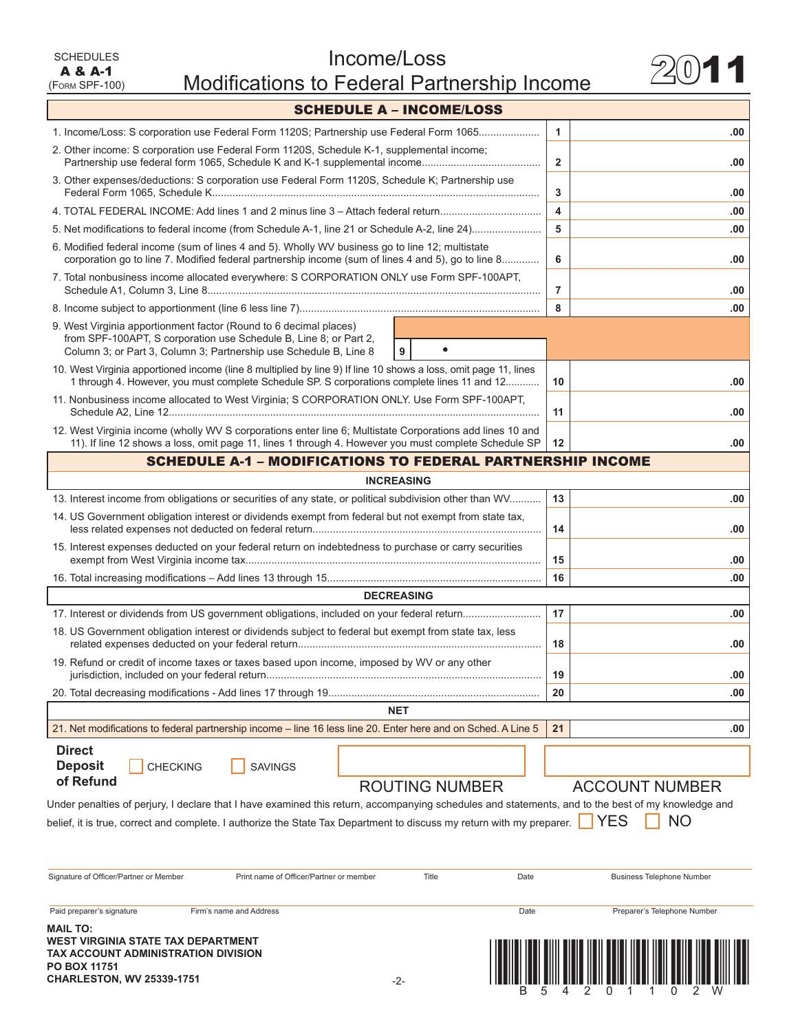SCHEDULES
**A & A-1**
(Form SPF-100)

# Income/Loss
# Modifications to Federal Partnership Income

**2011**

## SCHEDULE A – INCOME/LOSS

| Line | Description | No. | Amount |
|---|---|---|---|
| 1 | Income/Loss: S corporation use Federal Form 1120S; Partnership use Federal Form 1065 | 1 | .00 |
| 2 | Other income: S corporation use Federal Form 1120S, Schedule K-1, supplemental income; Partnership use federal form 1065, Schedule K and K-1 supplemental income | 2 | .00 |
| 3 | Other expenses/deductions: S corporation use Federal Form 1120S, Schedule K; Partnership use Federal Form 1065, Schedule K | 3 | .00 |
| 4 | TOTAL FEDERAL INCOME: Add lines 1 and 2 minus line 3 – Attach federal return | 4 | .00 |
| 5 | Net modifications to federal income (from Schedule A-1, line 21 or Schedule A-2, line 24) | 5 | .00 |
| 6 | Modified federal income (sum of lines 4 and 5). Wholly WV business go to line 12; multistate corporation go to line 7. Modified federal partnership income (sum of lines 4 and 5), go to line 8 | 6 | .00 |
| 7 | Total nonbusiness income allocated everywhere: S CORPORATION ONLY use Form SPF-100APT, Schedule A1, Column 3, Line 8 | 7 | .00 |
| 8 | Income subject to apportionment (line 6 less line 7) | 8 | .00 |
| 9 | West Virginia apportionment factor (Round to 6 decimal places) from SPF-100APT, S corporation use Schedule B, Line 8; or Part 2, Column 3; or Part 3, Column 3; Partnership use Schedule B, Line 8 | 9 | • |
| 10 | West Virginia apportioned income (line 8 multiplied by line 9) If line 10 shows a loss, omit page 11, lines 1 through 4. However, you must complete Schedule SP. S corporations complete lines 11 and 12 | 10 | .00 |
| 11 | Nonbusiness income allocated to West Virginia; S CORPORATION ONLY. Use Form SPF-100APT, Schedule A2, Line 12 | 11 | .00 |
| 12 | West Virginia income (wholly WV S corporations enter line 6; Multistate Corporations add lines 10 and 11). If line 12 shows a loss, omit page 11, lines 1 through 4. However you must complete Schedule SP | 12 | .00 |

## SCHEDULE A-1 – MODIFICATIONS TO FEDERAL PARTNERSHIP INCOME

| Line | Description | No. | Amount |
|---|---|---|---|
| | **INCREASING** | | |
| 13 | Interest income from obligations or securities of any state, or political subdivision other than WV | 13 | .00 |
| 14 | US Government obligation interest or dividends exempt from federal but not exempt from state tax, less related expenses not deducted on federal return | 14 | .00 |
| 15 | Interest expenses deducted on your federal return on indebtedness to purchase or carry securities exempt from West Virginia income tax | 15 | .00 |
| 16 | Total increasing modifications – Add lines 13 through 15 | 16 | .00 |
| | **DECREASING** | | |
| 17 | Interest or dividends from US government obligations, included on your federal return | 17 | .00 |
| 18 | US Government obligation interest or dividends subject to federal but exempt from state tax, less related expenses deducted on your federal return | 18 | .00 |
| 19 | Refund or credit of income taxes or taxes based upon income, imposed by WV or any other jurisdiction, included on your federal return | 19 | .00 |
| 20 | Total decreasing modifications - Add lines 17 through 19 | 20 | .00 |
| | **NET** | | |
| 21 | Net modifications to federal partnership income – line 16 less line 20. Enter here and on Sched. A Line 5 | 21 | .00 |

**Direct Deposit of Refund** ☐ CHECKING ☐ SAVINGS

ROUTING NUMBER ____________ ACCOUNT NUMBER ____________

Under penalties of perjury, I declare that I have examined this return, accompanying schedules and statements, and to the best of my knowledge and belief, it is true, correct and complete. I authorize the State Tax Department to discuss my return with my preparer. ☐ YES ☐ NO

Signature of Officer/Partner or Member | Print name of Officer/Partner or member | Title | Date | Business Telephone Number

Paid preparer's signature | Firm's name and Address | Date | Preparer's Telephone Number

**MAIL TO:**
**WEST VIRGINIA STATE TAX DEPARTMENT**
**TAX ACCOUNT ADMINISTRATION DIVISION**
**PO BOX 11751**
**CHARLESTON, WV 25339-1751**

B 5 4 2 0 1 1 0 2 W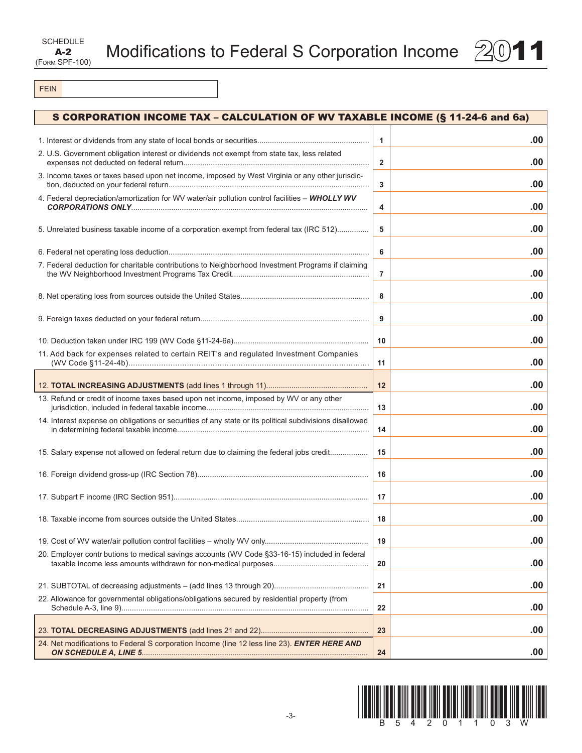SCHEDULE **A-2** (FORM SPF-100)

# Modifications to Federal S Corporation Income 2011

FEIN

## S CORPORATION INCOME TAX – CALCULATION OF WV TAXABLE INCOME (§ 11-24-6 and 6a)

| Description | Line | Amount |
|---|---|---|
| 1. Interest or dividends from any state of local bonds or securities | 1 | .00 |
| 2. U.S. Government obligation interest or dividends not exempt from state tax, less related expenses not deducted on federal return | 2 | .00 |
| 3. Income taxes or taxes based upon net income, imposed by West Virginia or any other jurisdiction, deducted on your federal return | 3 | .00 |
| 4. Federal depreciation/amortization for WV water/air pollution control facilities – ***WHOLLY WV CORPORATIONS ONLY*** | 4 | .00 |
| 5. Unrelated business taxable income of a corporation exempt from federal tax (IRC 512) | 5 | .00 |
| 6. Federal net operating loss deduction | 6 | .00 |
| 7. Federal deduction for charitable contributions to Neighborhood Investment Programs if claiming the WV Neighborhood Investment Programs Tax Credit | 7 | .00 |
| 8. Net operating loss from sources outside the United States | 8 | .00 |
| 9. Foreign taxes deducted on your federal return | 9 | .00 |
| 10. Deduction taken under IRC 199 (WV Code §11-24-6a) | 10 | .00 |
| 11. Add back for expenses related to certain REIT's and regulated Investment Companies (WV Code §11-24-4b) | 11 | .00 |
| 12. **TOTAL INCREASING ADJUSTMENTS** (add lines 1 through 11) | 12 | .00 |
| 13. Refund or credit of income taxes based upon net income, imposed by WV or any other jurisdiction, included in federal taxable income | 13 | .00 |
| 14. Interest expense on obligations or securities of any state or its political subdivisions disallowed in determining federal taxable income | 14 | .00 |
| 15. Salary expense not allowed on federal return due to claiming the federal jobs credit | 15 | .00 |
| 16. Foreign dividend gross-up (IRC Section 78) | 16 | .00 |
| 17. Subpart F income (IRC Section 951) | 17 | .00 |
| 18. Taxable income from sources outside the United States | 18 | .00 |
| 19. Cost of WV water/air pollution control facilities – wholly WV only | 19 | .00 |
| 20. Employer contr butions to medical savings accounts (WV Code §33-16-15) included in federal taxable income less amounts withdrawn for non-medical purposes | 20 | .00 |
| 21. SUBTOTAL of decreasing adjustments – (add lines 13 through 20) | 21 | .00 |
| 22. Allowance for governmental obligations/obligations secured by residential property (from Schedule A-3, line 9) | 22 | .00 |
| 23. **TOTAL DECREASING ADJUSTMENTS** (add lines 21 and 22) | 23 | .00 |
| 24. Net modifications to Federal S corporation Income (line 12 less line 23). ***ENTER HERE AND ON SCHEDULE A, LINE 5*** | 24 | .00 |

B 5 4 2 0 1 1 0 3 W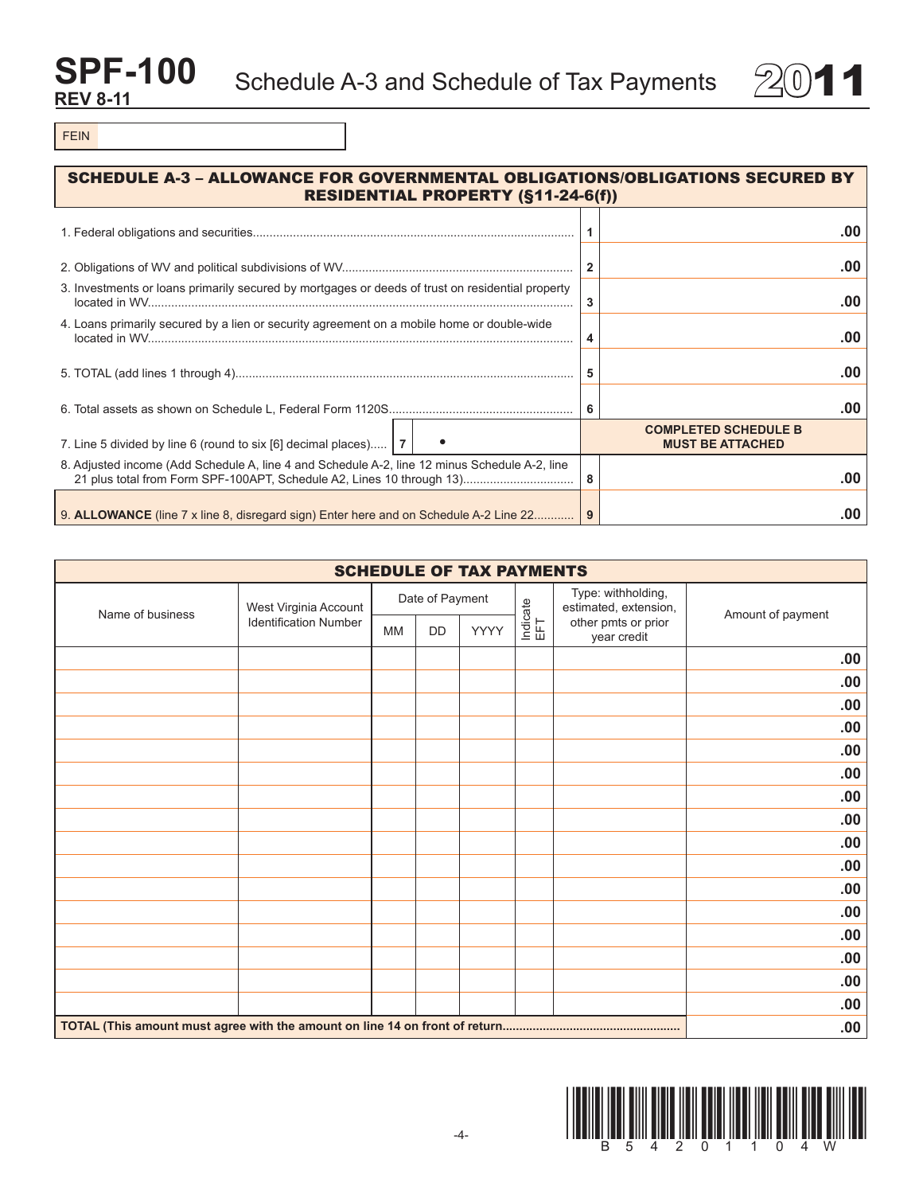# SPF-100 Schedule A-3 and Schedule of Tax Payments 2011

**REV 8-11**

FEIN

## SCHEDULE A-3 – ALLOWANCE FOR GOVERNMENTAL OBLIGATIONS/OBLIGATIONS SECURED BY RESIDENTIAL PROPERTY (§11-24-6(f))

| | | |
|---|---|---|
| 1. Federal obligations and securities | 1 | .00 |
| 2. Obligations of WV and political subdivisions of WV | 2 | .00 |
| 3. Investments or loans primarily secured by mortgages or deeds of trust on residential property located in WV | 3 | .00 |
| 4. Loans primarily secured by a lien or security agreement on a mobile home or double-wide located in WV | 4 | .00 |
| 5. TOTAL (add lines 1 through 4) | 5 | .00 |
| 6. Total assets as shown on Schedule L, Federal Form 1120S | 6 | .00 |
| 7. Line 5 divided by line 6 (round to six [6] decimal places) | 7 • | **COMPLETED SCHEDULE B MUST BE ATTACHED** |
| 8. Adjusted income (Add Schedule A, line 4 and Schedule A-2, line 12 minus Schedule A-2, line 21 plus total from Form SPF-100APT, Schedule A2, Lines 10 through 13) | 8 | .00 |
| 9. **ALLOWANCE** (line 7 x line 8, disregard sign) Enter here and on Schedule A-2 Line 22 | 9 | .00 |

## SCHEDULE OF TAX PAYMENTS

| Name of business | West Virginia Account Identification Number | Date of Payment | | | Indicate EFT | Type: withholding, estimated, extension, other pmts or prior year credit | Amount of payment |
|---|---|---|---|---|---|---|---|
| | | MM | DD | YYYY | | | |
| | | | | | | | .00 |
| | | | | | | | .00 |
| | | | | | | | .00 |
| | | | | | | | .00 |
| | | | | | | | .00 |
| | | | | | | | .00 |
| | | | | | | | .00 |
| | | | | | | | .00 |
| | | | | | | | .00 |
| | | | | | | | .00 |
| | | | | | | | .00 |
| | | | | | | | .00 |
| | | | | | | | .00 |
| | | | | | | | .00 |
| | | | | | | | .00 |
| | | | | | | | .00 |
| **TOTAL (This amount must agree with the amount on line 14 on front of return** | | | | | | | .00 |

B54201104W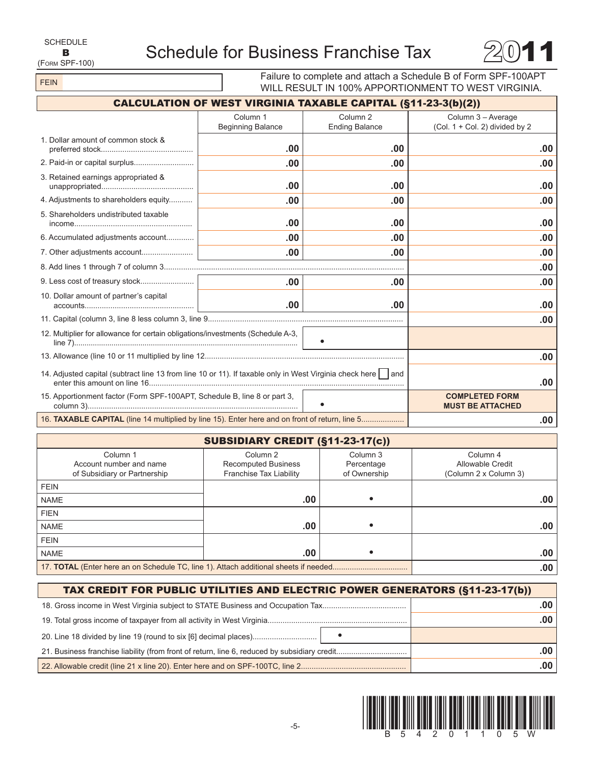SCHEDULE **B** (FORM SPF-100)

# Schedule for Business Franchise Tax

# 2011

FEIN

Failure to complete and attach a Schedule B of Form SPF-100APT WILL RESULT IN 100% APPORTIONMENT TO WEST VIRGINIA.

## CALCULATION OF WEST VIRGINIA TAXABLE CAPITAL (§11-23-3(b)(2))

| | Column 1 Beginning Balance | Column 2 Ending Balance | Column 3 – Average (Col. 1 + Col. 2) divided by 2 |
|---|---|---|---|
| 1. Dollar amount of common stock & preferred stock | .00 | .00 | .00 |
| 2. Paid-in or capital surplus | .00 | .00 | .00 |
| 3. Retained earnings appropriated & unappropriated | .00 | .00 | .00 |
| 4. Adjustments to shareholders equity | .00 | .00 | .00 |
| 5. Shareholders undistributed taxable income | .00 | .00 | .00 |
| 6. Accumulated adjustments account | .00 | .00 | .00 |
| 7. Other adjustments account | .00 | .00 | .00 |
| 8. Add lines 1 through 7 of column 3 | | | .00 |
| 9. Less cost of treasury stock | .00 | .00 | .00 |
| 10. Dollar amount of partner's capital accounts | .00 | .00 | .00 |
| 11. Capital (column 3, line 8 less column 3, line 9 | | | .00 |
| 12. Multiplier for allowance for certain obligations/investments (Schedule A-3, line 7) | | • | |
| 13. Allowance (line 10 or 11 multiplied by line 12 | | | .00 |
| 14. Adjusted capital (subtract line 13 from line 10 or 11). If taxable only in West Virginia check here ☐ and enter this amount on line 16 | | | .00 |
| 15. Apportionment factor (Form SPF-100APT, Schedule B, line 8 or part 3, column 3) | | • | **COMPLETED FORM MUST BE ATTACHED** |
| 16. **TAXABLE CAPITAL** (line 14 multiplied by line 15). Enter here and on front of return, line 5 | | | .00 |

## SUBSIDIARY CREDIT (§11-23-17(c))

| Column 1 Account number and name of Subsidiary or Partnership | Column 2 Recomputed Business Franchise Tax Liability | Column 3 Percentage of Ownership | Column 4 Allowable Credit (Column 2 x Column 3) |
|---|---|---|---|
| FEIN<br>NAME | .00 | • | .00 |
| FIEN<br>NAME | .00 | • | .00 |
| FEIN<br>NAME | .00 | • | .00 |
| 17. **TOTAL** (Enter here an on Schedule TC, line 1). Attach additional sheets if needed | | | .00 |

## TAX CREDIT FOR PUBLIC UTILITIES AND ELECTRIC POWER GENERATORS (§11-23-17(b))

| | | |
|---|---|---|
| 18. Gross income in West Virginia subject to STATE Business and Occupation Tax | | .00 |
| 19. Total gross income of taxpayer from all activity in West Virginia | | .00 |
| 20. Line 18 divided by line 19 (round to six [6] decimal places) | • | |
| 21. Business franchise liability (from front of return, line 6, reduced by subsidiary credit | | .00 |
| 22. Allowable credit (line 21 x line 20). Enter here and on SPF-100TC, line 2 | | .00 |

B 5 4 2 0 1 1 0 5 W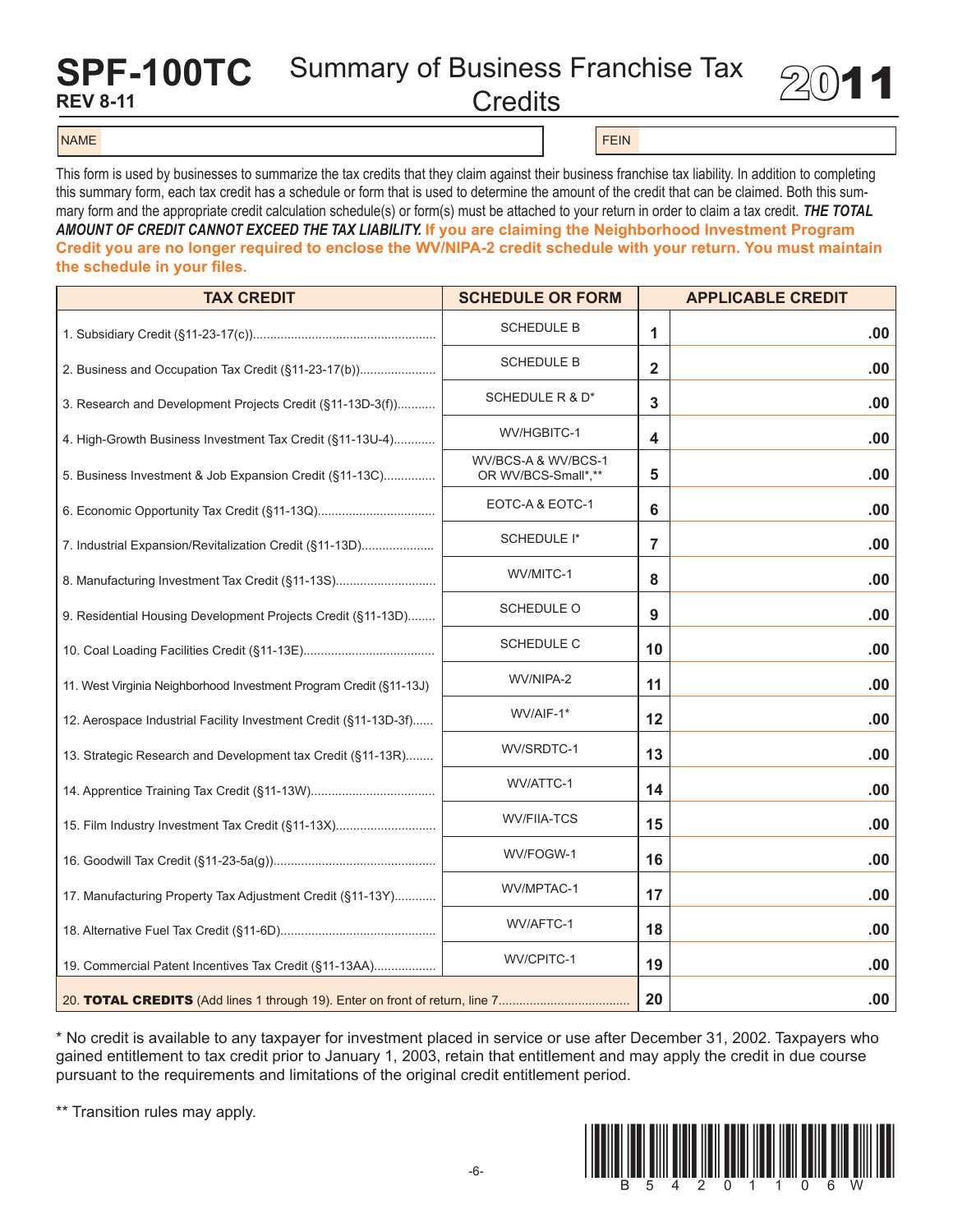# SPF-100TC

**REV 8-11**

# Summary of Business Franchise Tax Credits

# 2011

| NAME | FEIN |
|---|---|

This form is used by businesses to summarize the tax credits that they claim against their business franchise tax liability. In addition to completing this summary form, each tax credit has a schedule or form that is used to determine the amount of the credit that can be claimed. Both this summary form and the appropriate credit calculation schedule(s) or form(s) must be attached to your return in order to claim a tax credit. ***THE TOTAL AMOUNT OF CREDIT CANNOT EXCEED THE TAX LIABILITY.*** **If you are claiming the Neighborhood Investment Program Credit you are no longer required to enclose the WV/NIPA-2 credit schedule with your return. You must maintain the schedule in your files.**

| TAX CREDIT | SCHEDULE OR FORM | | APPLICABLE CREDIT |
|---|---|---|---|
| 1. Subsidiary Credit (§11-23-17(c)) | SCHEDULE B | 1 | .00 |
| 2. Business and Occupation Tax Credit (§11-23-17(b)) | SCHEDULE B | 2 | .00 |
| 3. Research and Development Projects Credit (§11-13D-3(f)) | SCHEDULE R & D* | 3 | .00 |
| 4. High-Growth Business Investment Tax Credit (§11-13U-4) | WV/HGBITC-1 | 4 | .00 |
| 5. Business Investment & Job Expansion Credit (§11-13C) | WV/BCS-A & WV/BCS-1 OR WV/BCS-Small*,** | 5 | .00 |
| 6. Economic Opportunity Tax Credit (§11-13Q) | EOTC-A & EOTC-1 | 6 | .00 |
| 7. Industrial Expansion/Revitalization Credit (§11-13D) | SCHEDULE I* | 7 | .00 |
| 8. Manufacturing Investment Tax Credit (§11-13S) | WV/MITC-1 | 8 | .00 |
| 9. Residential Housing Development Projects Credit (§11-13D) | SCHEDULE O | 9 | .00 |
| 10. Coal Loading Facilities Credit (§11-13E) | SCHEDULE C | 10 | .00 |
| 11. West Virginia Neighborhood Investment Program Credit (§11-13J) | WV/NIPA-2 | 11 | .00 |
| 12. Aerospace Industrial Facility Investment Credit (§11-13D-3f) | WV/AIF-1* | 12 | .00 |
| 13. Strategic Research and Development tax Credit (§11-13R) | WV/SRDTC-1 | 13 | .00 |
| 14. Apprentice Training Tax Credit (§11-13W) | WV/ATTC-1 | 14 | .00 |
| 15. Film Industry Investment Tax Credit (§11-13X) | WV/FIIA-TCS | 15 | .00 |
| 16. Goodwill Tax Credit (§11-23-5a(g)) | WV/FOGW-1 | 16 | .00 |
| 17. Manufacturing Property Tax Adjustment Credit (§11-13Y) | WV/MPTAC-1 | 17 | .00 |
| 18. Alternative Fuel Tax Credit (§11-6D) | WV/AFTC-1 | 18 | .00 |
| 19. Commercial Patent Incentives Tax Credit (§11-13AA) | WV/CPITC-1 | 19 | .00 |
| 20. **TOTAL CREDITS** (Add lines 1 through 19). Enter on front of return, line 7 | | 20 | .00 |

\* No credit is available to any taxpayer for investment placed in service or use after December 31, 2002. Taxpayers who gained entitlement to tax credit prior to January 1, 2003, retain that entitlement and may apply the credit in due course pursuant to the requirements and limitations of the original credit entitlement period.

\*\* Transition rules may apply.

B 5 4 2 0 1 1 0 6 W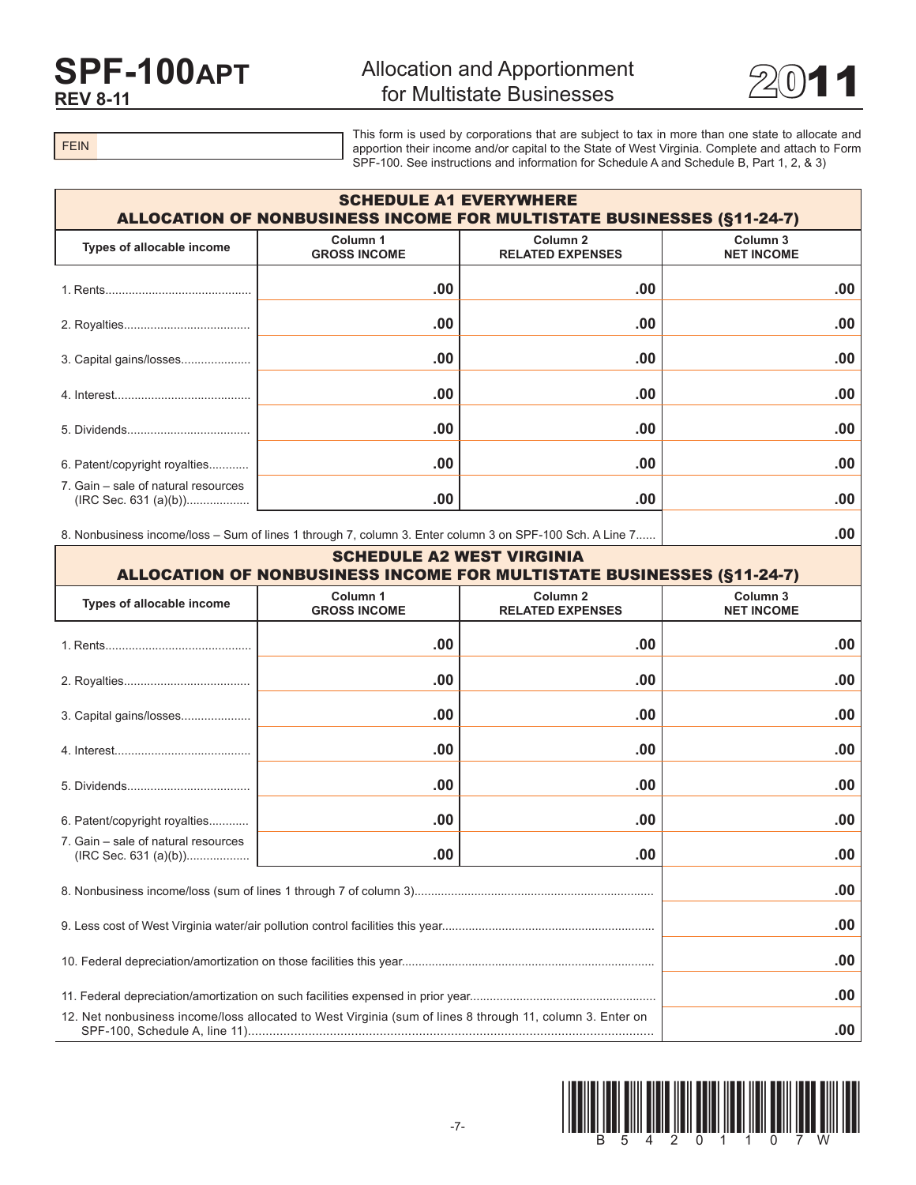# SPF-100APT

**REV 8-11**

## Allocation and Apportionment for Multistate Businesses

**2011**

FEIN

This form is used by corporations that are subject to tax in more than one state to allocate and apportion their income and/or capital to the State of West Virginia. Complete and attach to Form SPF-100. See instructions and information for Schedule A and Schedule B, Part 1, 2, & 3)

### SCHEDULE A1 EVERYWHERE
### ALLOCATION OF NONBUSINESS INCOME FOR MULTISTATE BUSINESSES (§11-24-7)

| Types of allocable income | Column 1 GROSS INCOME | Column 2 RELATED EXPENSES | Column 3 NET INCOME |
|---|---|---|---|
| 1. Rents | .00 | .00 | .00 |
| 2. Royalties | .00 | .00 | .00 |
| 3. Capital gains/losses | .00 | .00 | .00 |
| 4. Interest | .00 | .00 | .00 |
| 5. Dividends | .00 | .00 | .00 |
| 6. Patent/copyright royalties | .00 | .00 | .00 |
| 7. Gain – sale of natural resources (IRC Sec. 631 (a)(b)) | .00 | .00 | .00 |
| 8. Nonbusiness income/loss – Sum of lines 1 through 7, column 3. Enter column 3 on SPF-100 Sch. A Line 7 | | | .00 |

### SCHEDULE A2 WEST VIRGINIA
### ALLOCATION OF NONBUSINESS INCOME FOR MULTISTATE BUSINESSES (§11-24-7)

| Types of allocable income | Column 1 GROSS INCOME | Column 2 RELATED EXPENSES | Column 3 NET INCOME |
|---|---|---|---|
| 1. Rents | .00 | .00 | .00 |
| 2. Royalties | .00 | .00 | .00 |
| 3. Capital gains/losses | .00 | .00 | .00 |
| 4. Interest | .00 | .00 | .00 |
| 5. Dividends | .00 | .00 | .00 |
| 6. Patent/copyright royalties | .00 | .00 | .00 |
| 7. Gain – sale of natural resources (IRC Sec. 631 (a)(b)) | .00 | .00 | .00 |
| 8. Nonbusiness income/loss (sum of lines 1 through 7 of column 3) | | | .00 |
| 9. Less cost of West Virginia water/air pollution control facilities this year | | | .00 |
| 10. Federal depreciation/amortization on those facilities this year | | | .00 |
| 11. Federal depreciation/amortization on such facilities expensed in prior year | | | .00 |
| 12. Net nonbusiness income/loss allocated to West Virginia (sum of lines 8 through 11, column 3. Enter on SPF-100, Schedule A, line 11) | | | .00 |

B54201107W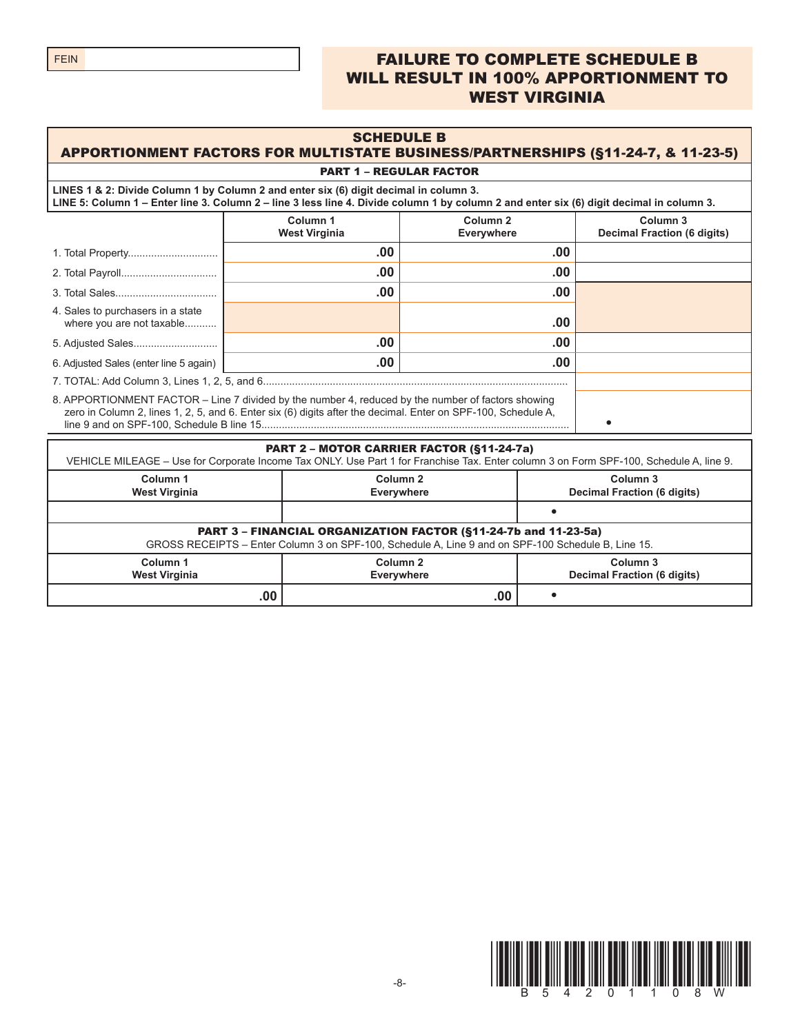FEIN

**FAILURE TO COMPLETE SCHEDULE B WILL RESULT IN 100% APPORTIONMENT TO WEST VIRGINIA**

## SCHEDULE B
## APPORTIONMENT FACTORS FOR MULTISTATE BUSINESS/PARTNERSHIPS (§11-24-7, & 11-23-5)

### PART 1 – REGULAR FACTOR

**LINES 1 & 2: Divide Column 1 by Column 2 and enter six (6) digit decimal in column 3.**
**LINE 5: Column 1 – Enter line 3. Column 2 – line 3 less line 4. Divide column 1 by column 2 and enter six (6) digit decimal in column 3.**

| | Column 1 West Virginia | Column 2 Everywhere | Column 3 Decimal Fraction (6 digits) |
|---|---|---|---|
| 1. Total Property | .00 | .00 | |
| 2. Total Payroll | .00 | .00 | |
| 3. Total Sales | .00 | .00 | |
| 4. Sales to purchasers in a state where you are not taxable | | .00 | |
| 5. Adjusted Sales | .00 | .00 | |
| 6. Adjusted Sales (enter line 5 again) | .00 | .00 | |
| 7. TOTAL: Add Column 3, Lines 1, 2, 5, and 6 | | | |
| 8. APPORTIONMENT FACTOR – Line 7 divided by the number 4, reduced by the number of factors showing zero in Column 2, lines 1, 2, 5, and 6. Enter six (6) digits after the decimal. Enter on SPF-100, Schedule A, line 9 and on SPF-100, Schedule B line 15 | | | • |

### PART 2 – MOTOR CARRIER FACTOR (§11-24-7a)

VEHICLE MILEAGE – Use for Corporate Income Tax ONLY. Use Part 1 for Franchise Tax. Enter column 3 on Form SPF-100, Schedule A, line 9.

| Column 1 West Virginia | Column 2 Everywhere | Column 3 Decimal Fraction (6 digits) |
|---|---|---|
| | | • |

### PART 3 – FINANCIAL ORGANIZATION FACTOR (§11-24-7b and 11-23-5a)

GROSS RECEIPTS – Enter Column 3 on SPF-100, Schedule A, Line 9 and on SPF-100 Schedule B, Line 15.

| Column 1 West Virginia | Column 2 Everywhere | Column 3 Decimal Fraction (6 digits) |
|---|---|---|
| .00 | .00 | • |

B 5 4 2 0 1 1 0 8 W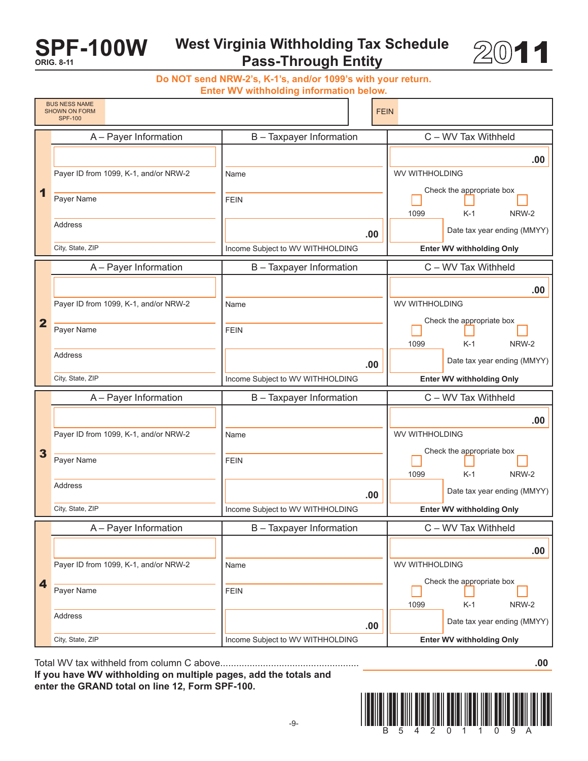# SPF-100W

ORIG. 8-11

## West Virginia Withholding Tax Schedule Pass-Through Entity

**2011**

**Do NOT send NRW-2's, K-1's, and/or 1099's with your return.**
**Enter WV withholding information below.**

| BUSINESS NAME SHOWN ON FORM SPF-100 | | FEIN | |
|---|---|---|---|

| | A – Payer Information | B – Taxpayer Information | C – WV Tax Withheld |
|---|---|---|---|
| **1** | Payer ID from 1099, K-1, and/or NRW-2<br>Payer Name<br>Address<br>City, State, ZIP | Name<br>FEIN<br>.00<br>Income Subject to WV WITHHOLDING | .00<br>WV WITHHOLDING<br>Check the appropriate box<br>☐ 1099 ☐ K-1 ☐ NRW-2<br>Date tax year ending (MMYY)<br>**Enter WV withholding Only** |
| **2** | Payer ID from 1099, K-1, and/or NRW-2<br>Payer Name<br>Address<br>City, State, ZIP | Name<br>FEIN<br>.00<br>Income Subject to WV WITHHOLDING | .00<br>WV WITHHOLDING<br>Check the appropriate box<br>☐ 1099 ☐ K-1 ☐ NRW-2<br>Date tax year ending (MMYY)<br>**Enter WV withholding Only** |
| **3** | Payer ID from 1099, K-1, and/or NRW-2<br>Payer Name<br>Address<br>City, State, ZIP | Name<br>FEIN<br>.00<br>Income Subject to WV WITHHOLDING | .00<br>WV WITHHOLDING<br>Check the appropriate box<br>☐ 1099 ☐ K-1 ☐ NRW-2<br>Date tax year ending (MMYY)<br>**Enter WV withholding Only** |
| **4** | Payer ID from 1099, K-1, and/or NRW-2<br>Payer Name<br>Address<br>City, State, ZIP | Name<br>FEIN<br>.00<br>Income Subject to WV WITHHOLDING | .00<br>WV WITHHOLDING<br>Check the appropriate box<br>☐ 1099 ☐ K-1 ☐ NRW-2<br>Date tax year ending (MMYY)<br>**Enter WV withholding Only** |

Total WV tax withheld from column C above.................................................... .00

**If you have WV withholding on multiple pages, add the totals and enter the GRAND total on line 12, Form SPF-100.**

B 5 4 2 0 1 1 0 9 A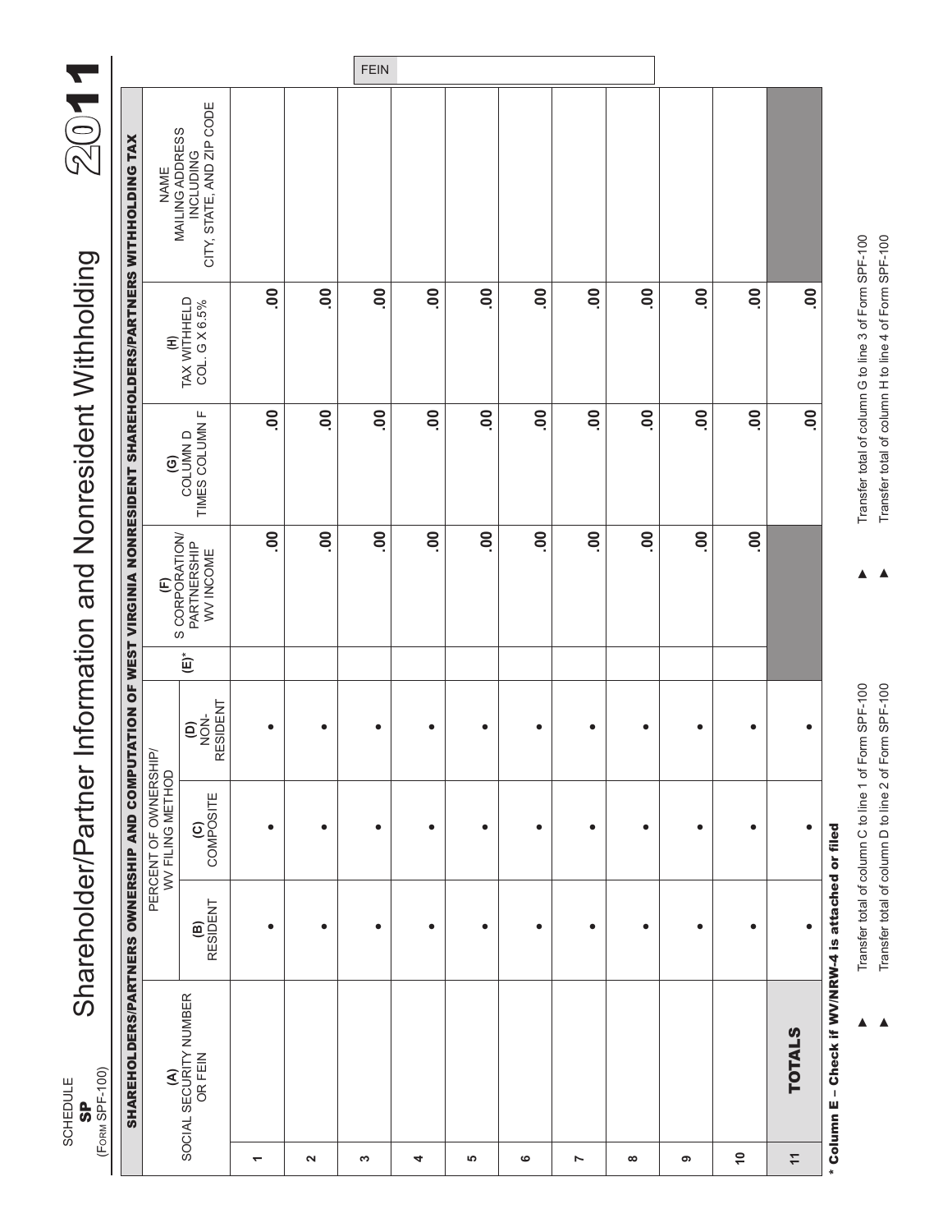SCHEDULE
**SP**
(FORM SPF-100)

# Shareholder/Partner Information and Nonresident Withholding

# 2011

FEIN

**SHAREHOLDERS/PARTNERS OWNERSHIP AND COMPUTATION OF WEST VIRGINIA NONRESIDENT SHAREHOLDERS/PARTNERS WITHHOLDING TAX**

| | (A) SOCIAL SECURITY NUMBER OR FEIN | PERCENT OF OWNERSHIP/ WV FILING METHOD | | | (E)* | (F) S CORPORATION/ PARTNERSHIP WV INCOME | (G) COLUMN D TIMES COLUMN F | (H) TAX WITHHELD COL. G X 6.5% | NAME MAILING ADDRESS INCLUDING CITY, STATE, AND ZIP CODE |
|---|---|---|---|---|---|---|---|---|---|
| | | (B) RESIDENT | (C) COMPOSITE | (D) NON-RESIDENT | | | | | |
| 1 | | • | • | • | | .00 | .00 | .00 | |
| 2 | | • | • | • | | .00 | .00 | .00 | |
| 3 | | • | • | • | | .00 | .00 | .00 | |
| 4 | | • | • | • | | .00 | .00 | .00 | |
| 5 | | • | • | • | | .00 | .00 | .00 | |
| 6 | | • | • | • | | .00 | .00 | .00 | |
| 7 | | • | • | • | | .00 | .00 | .00 | |
| 8 | | • | • | • | | .00 | .00 | .00 | |
| 9 | | • | • | • | | .00 | .00 | .00 | |
| 10 | | • | • | • | | .00 | .00 | .00 | |
| 11 | **TOTALS** | • | • | • | | | .00 | .00 | |

**\* Column E – Check if WV/NRW-4 is attached or filed**

▲ Transfer total of column C to line 1 of Form SPF-100 ▲ Transfer total of column G to line 3 of Form SPF-100

▲ Transfer total of column D to line 2 of Form SPF-100 ▲ Transfer total of column H to line 4 of Form SPF-100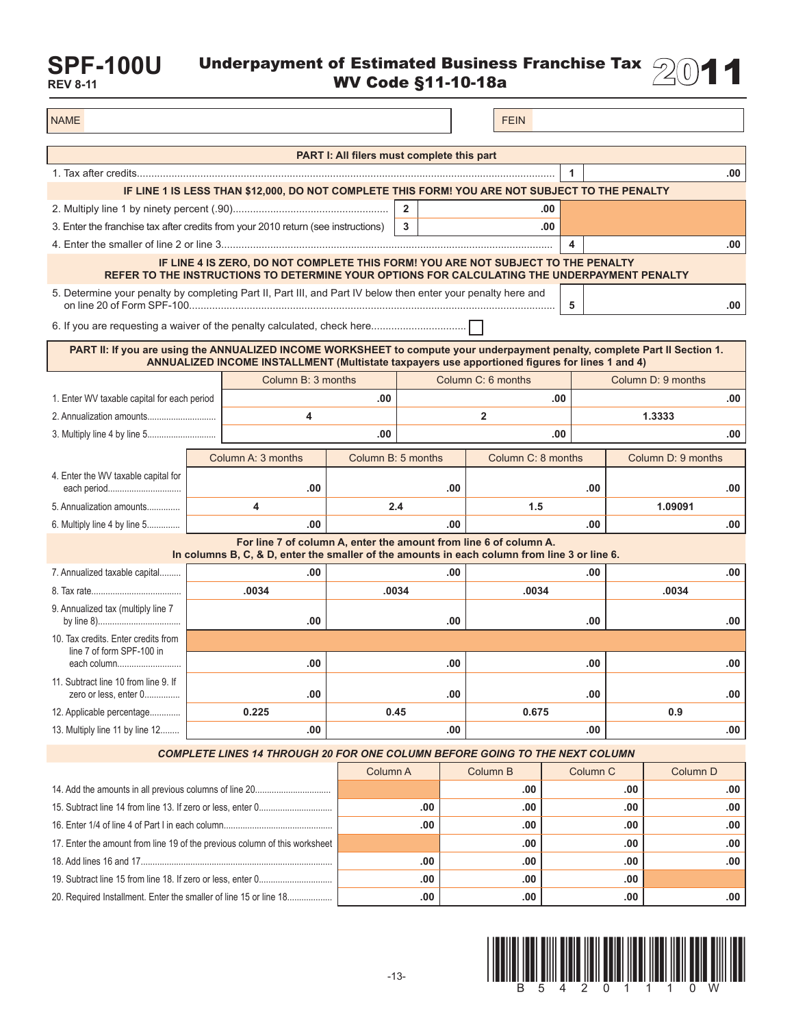# SPF-100U

REV 8-11

## Underpayment of Estimated Business Franchise Tax 2011
### WV Code §11-10-18a

| NAME | | FEIN | |
|---|---|---|---|

### PART I: All filers must complete this part

| | | | | |
|---|---|---|---|---|
| 1. Tax after credits | | | 1 | .00 |
| **IF LINE 1 IS LESS THAN $12,000, DO NOT COMPLETE THIS FORM! YOU ARE NOT SUBJECT TO THE PENALTY** | | | | |
| 2. Multiply line 1 by ninety percent (.90) | 2 | .00 | | |
| 3. Enter the franchise tax after credits from your 2010 return (see instructions) | 3 | .00 | | |
| 4. Enter the smaller of line 2 or line 3 | | | 4 | .00 |
| **IF LINE 4 IS ZERO, DO NOT COMPLETE THIS FORM! YOU ARE NOT SUBJECT TO THE PENALTY REFER TO THE INSTRUCTIONS TO DETERMINE YOUR OPTIONS FOR CALCULATING THE UNDERPAYMENT PENALTY** | | | | |
| 5. Determine your penalty by completing Part II, Part III, and Part IV below then enter your penalty here and on line 20 of Form SPF-100 | | | 5 | .00 |
| 6. If you are requesting a waiver of the penalty calculated, check here ☐ | | | | |

### PART II: If you are using the ANNUALIZED INCOME WORKSHEET to compute your underpayment penalty, complete Part II Section 1. ANNUALIZED INCOME INSTALLMENT (Multistate taxpayers use apportioned figures for lines 1 and 4)

| | Column B: 3 months | Column C: 6 months | Column D: 9 months |
|---|---|---|---|
| 1. Enter WV taxable capital for each period | .00 | .00 | .00 |
| 2. Annualization amounts | 4 | 2 | 1.3333 |
| 3. Multiply line 4 by line 5 | .00 | .00 | .00 |

| | Column A: 3 months | Column B: 5 months | Column C: 8 months | Column D: 9 months |
|---|---|---|---|---|
| 4. Enter the WV taxable capital for each period | .00 | .00 | .00 | .00 |
| 5. Annualization amounts | 4 | 2.4 | 1.5 | 1.09091 |
| 6. Multiply line 4 by line 5 | .00 | .00 | .00 | .00 |
| **For line 7 of column A, enter the amount from line 6 of column A. In columns B, C, & D, enter the smaller of the amounts in each column from line 3 or line 6.** | | | | |
| 7. Annualized taxable capital | .00 | .00 | .00 | .00 |
| 8. Tax rate | .0034 | .0034 | .0034 | .0034 |
| 9. Annualized tax (multiply line 7 by line 8) | .00 | .00 | .00 | .00 |
| 10. Tax credits. Enter credits from line 7 of form SPF-100 in each column | .00 | .00 | .00 | .00 |
| 11. Subtract line 10 from line 9. If zero or less, enter 0 | .00 | .00 | .00 | .00 |
| 12. Applicable percentage | 0.225 | 0.45 | 0.675 | 0.9 |
| 13. Multiply line 11 by line 12 | .00 | .00 | .00 | .00 |

***COMPLETE LINES 14 THROUGH 20 FOR ONE COLUMN BEFORE GOING TO THE NEXT COLUMN***

| | Column A | Column B | Column C | Column D |
|---|---|---|---|---|
| 14. Add the amounts in all previous columns of line 20 | | .00 | .00 | .00 |
| 15. Subtract line 14 from line 13. If zero or less, enter 0 | .00 | .00 | .00 | .00 |
| 16. Enter 1/4 of line 4 of Part I in each column | .00 | .00 | .00 | .00 |
| 17. Enter the amount from line 19 of the previous column of this worksheet | | .00 | .00 | .00 |
| 18. Add lines 16 and 17 | .00 | .00 | .00 | .00 |
| 19. Subtract line 15 from line 18. If zero or less, enter 0 | .00 | .00 | .00 | |
| 20. Required Installment. Enter the smaller of line 15 or line 18 | .00 | .00 | .00 | .00 |

B 5 4 2 0 1 1 1 0 W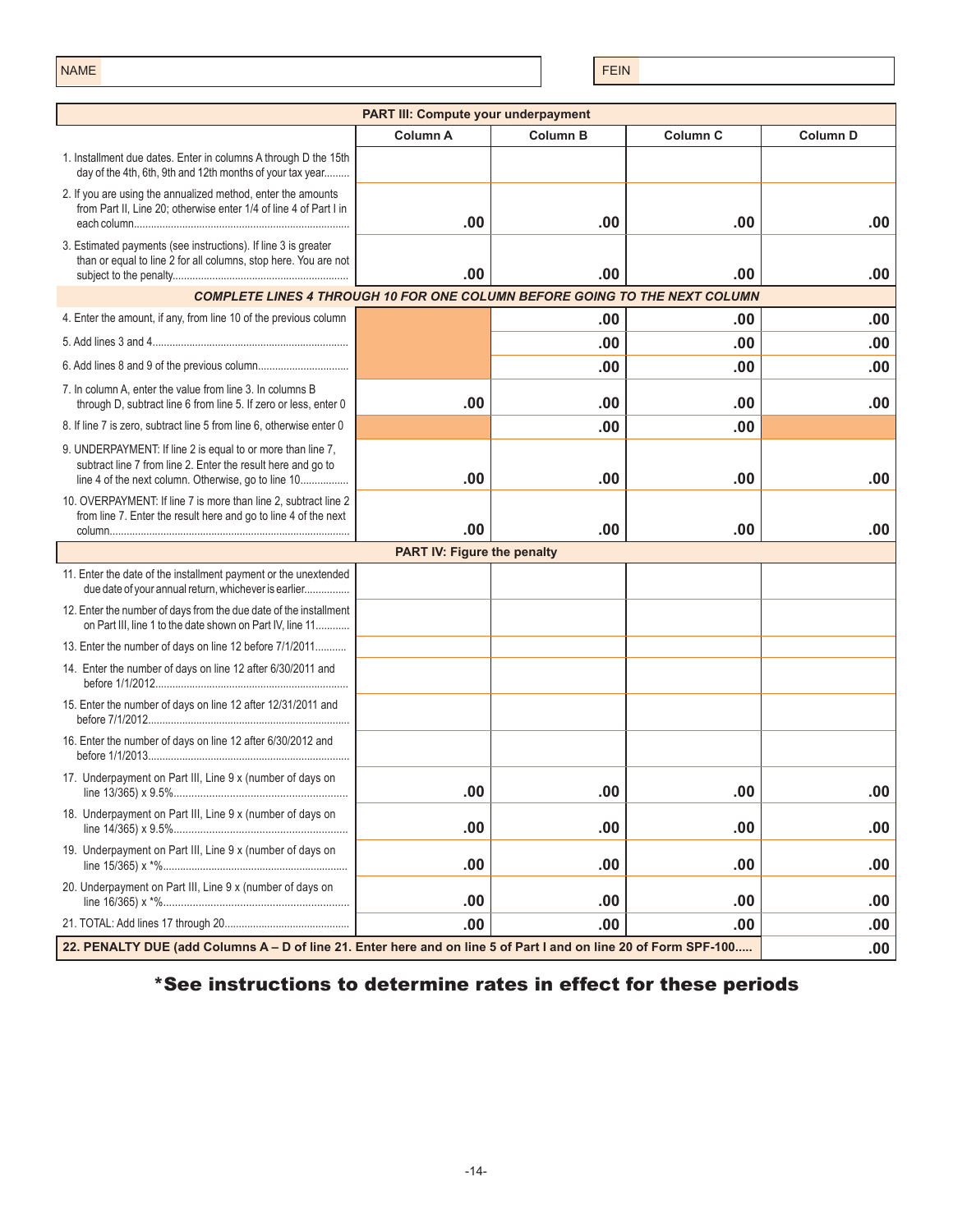| NAME | | FEIN | |
|---|---|---|---|

| PART III: Compute your underpayment | | | | |
|---|---|---|---|---|
| | Column A | Column B | Column C | Column D |
| 1. Installment due dates. Enter in columns A through D the 15th day of the 4th, 6th, 9th and 12th months of your tax year......... | | | | |
| 2. If you are using the annualized method, enter the amounts from Part II, Line 20; otherwise enter 1/4 of line 4 of Part I in each column................................................................................ | .00 | .00 | .00 | .00 |
| 3. Estimated payments (see instructions). If line 3 is greater than or equal to line 2 for all columns, stop here. You are not subject to the penalty............................................................... | .00 | .00 | .00 | .00 |
| ***COMPLETE LINES 4 THROUGH 10 FOR ONE COLUMN BEFORE GOING TO THE NEXT COLUMN*** | | | | |
| 4. Enter the amount, if any, from line 10 of the previous column | | .00 | .00 | .00 |
| 5. Add lines 3 and 4..................................................................... | | .00 | .00 | .00 |
| 6. Add lines 8 and 9 of the previous column................................ | | .00 | .00 | .00 |
| 7. In column A, enter the value from line 3. In columns B through D, subtract line 6 from line 5. If zero or less, enter 0 | .00 | .00 | .00 | .00 |
| 8. If line 7 is zero, subtract line 5 from line 6, otherwise enter 0 | | .00 | .00 | |
| 9. UNDERPAYMENT: If line 2 is equal to or more than line 7, subtract line 7 from line 2. Enter the result here and go to line 4 of the next column. Otherwise, go to line 10................. | .00 | .00 | .00 | .00 |
| 10. OVERPAYMENT: If line 7 is more than line 2, subtract line 2 from line 7. Enter the result here and go to line 4 of the next column..................................................................................... | .00 | .00 | .00 | .00 |
| **PART IV: Figure the penalty** | | | | |
| 11. Enter the date of the installment payment or the unextended due date of your annual return, whichever is earlier................ | | | | |
| 12. Enter the number of days from the due date of the installment on Part III, line 1 to the date shown on Part IV, line 11............ | | | | |
| 13. Enter the number of days on line 12 before 7/1/2011........... | | | | |
| 14. Enter the number of days on line 12 after 6/30/2011 and before 1/1/2012.................................................................... | | | | |
| 15. Enter the number of days on line 12 after 12/31/2011 and before 7/1/2012.................................................................... | | | | |
| 16. Enter the number of days on line 12 after 6/30/2012 and before 1/1/2013.................................................................... | | | | |
| 17. Underpayment on Part III, Line 9 x (number of days on line 13/365) x 9.5%............................................................ | .00 | .00 | .00 | .00 |
| 18. Underpayment on Part III, Line 9 x (number of days on line 14/365) x 9.5%............................................................ | .00 | .00 | .00 | .00 |
| 19. Underpayment on Part III, Line 9 x (number of days on line 15/365) x *%................................................................ | .00 | .00 | .00 | .00 |
| 20. Underpayment on Part III, Line 9 x (number of days on line 16/365) x *%................................................................ | .00 | .00 | .00 | .00 |
| 21. TOTAL: Add lines 17 through 20............................................ | .00 | .00 | .00 | .00 |
| **22. PENALTY DUE (add Columns A – D of line 21. Enter here and on line 5 of Part I and on line 20 of Form SPF-100.....** | | | | .00 |

**\*See instructions to determine rates in effect for these periods**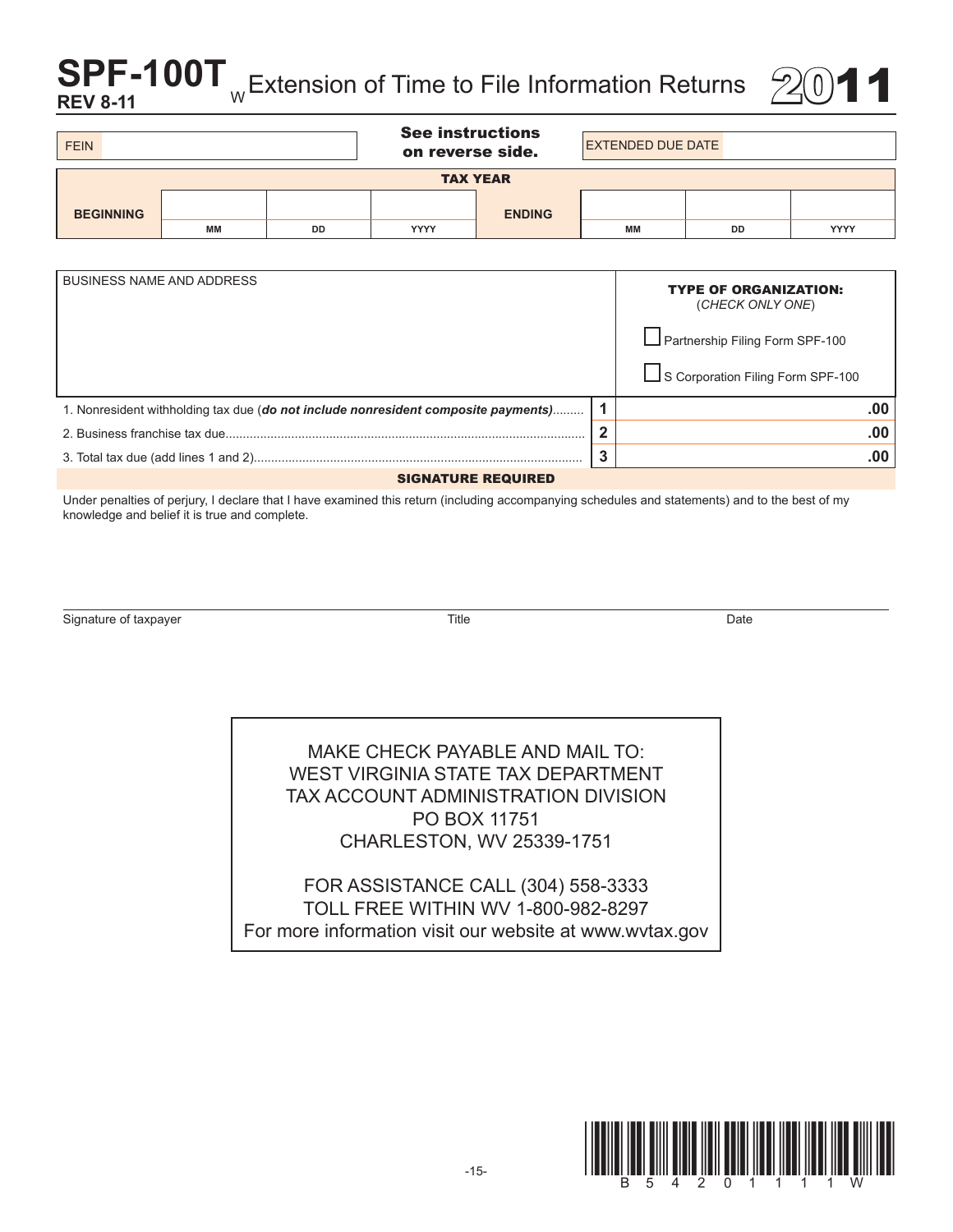# SPF-100T W Extension of Time to File Information Returns 2011

**REV 8-11**

| FEIN | | **See instructions on reverse side.** | EXTENDED DUE DATE | |
|---|---|---|---|---|

**TAX YEAR**

| BEGINNING | | | | ENDING | | | |
|---|---|---|---|---|---|---|---|
| | MM | DD | YYYY | | MM | DD | YYYY |

| BUSINESS NAME AND ADDRESS | **TYPE OF ORGANIZATION:** (*CHECK ONLY ONE*) |
|---|---|
| | ☐ Partnership Filing Form SPF-100 |
| | ☐ S Corporation Filing Form SPF-100 |

| | | |
|---|---|---|
| 1. Nonresident withholding tax due (***do not include nonresident composite payments***)......... | 1 | .00 |
| 2. Business franchise tax due........................................................................................... | 2 | .00 |
| 3. Total tax due (add lines 1 and 2).................................................................................. | 3 | .00 |

**SIGNATURE REQUIRED**

Under penalties of perjury, I declare that I have examined this return (including accompanying schedules and statements) and to the best of my knowledge and belief it is true and complete.

Signature of taxpayer | Title | Date

MAKE CHECK PAYABLE AND MAIL TO:
WEST VIRGINIA STATE TAX DEPARTMENT
TAX ACCOUNT ADMINISTRATION DIVISION
PO BOX 11751
CHARLESTON, WV 25339-1751

FOR ASSISTANCE CALL (304) 558-3333
TOLL FREE WITHIN WV 1-800-982-8297
For more information visit our website at www.wvtax.gov

B 5 4 2 0 1 1 1 1 W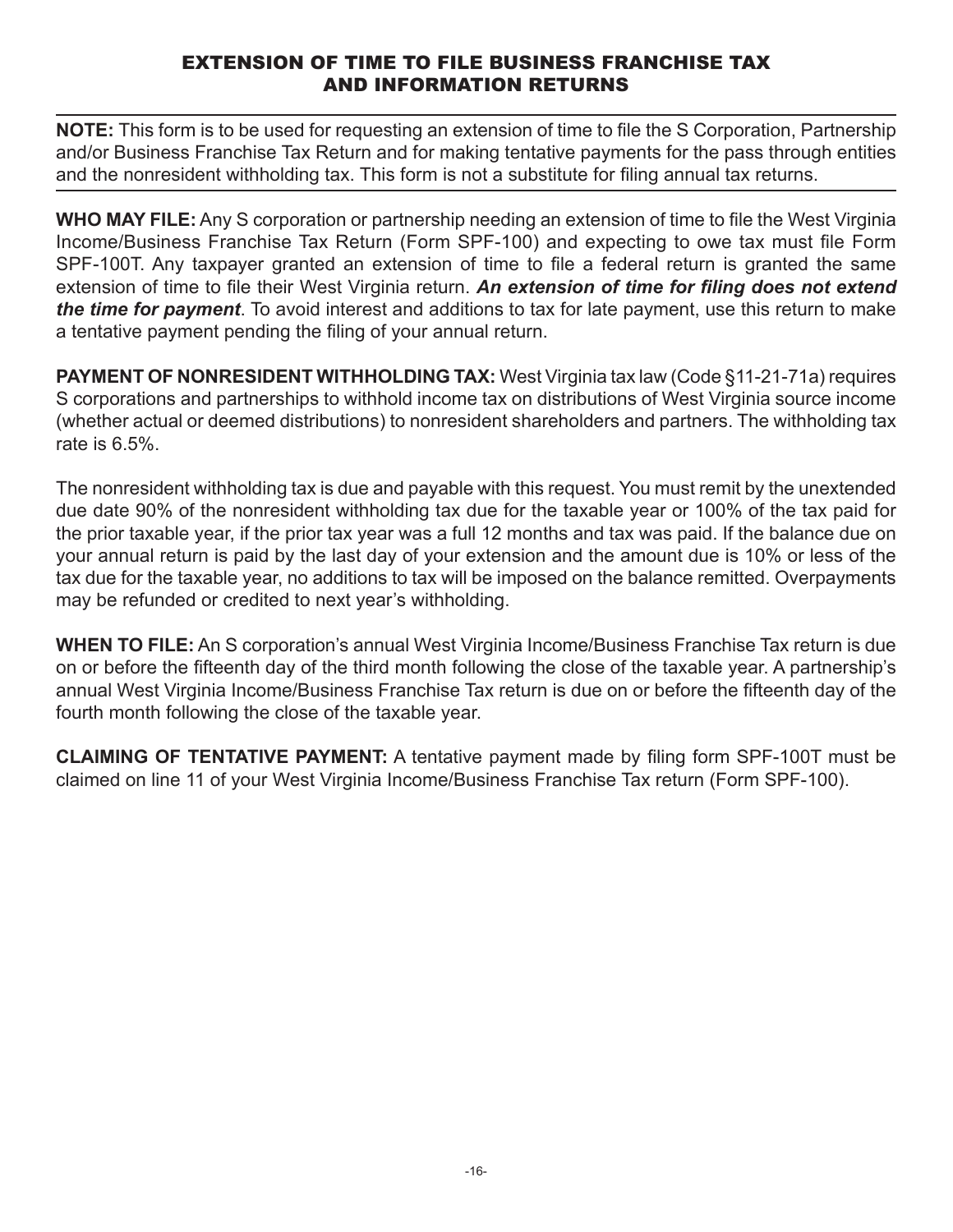# EXTENSION OF TIME TO FILE BUSINESS FRANCHISE TAX AND INFORMATION RETURNS

**NOTE:** This form is to be used for requesting an extension of time to file the S Corporation, Partnership and/or Business Franchise Tax Return and for making tentative payments for the pass through entities and the nonresident withholding tax. This form is not a substitute for filing annual tax returns.

**WHO MAY FILE:** Any S corporation or partnership needing an extension of time to file the West Virginia Income/Business Franchise Tax Return (Form SPF-100) and expecting to owe tax must file Form SPF-100T. Any taxpayer granted an extension of time to file a federal return is granted the same extension of time to file their West Virginia return. ***An extension of time for filing does not extend the time for payment***. To avoid interest and additions to tax for late payment, use this return to make a tentative payment pending the filing of your annual return.

**PAYMENT OF NONRESIDENT WITHHOLDING TAX:** West Virginia tax law (Code §11-21-71a) requires S corporations and partnerships to withhold income tax on distributions of West Virginia source income (whether actual or deemed distributions) to nonresident shareholders and partners. The withholding tax rate is 6.5%.

The nonresident withholding tax is due and payable with this request. You must remit by the unextended due date 90% of the nonresident withholding tax due for the taxable year or 100% of the tax paid for the prior taxable year, if the prior tax year was a full 12 months and tax was paid. If the balance due on your annual return is paid by the last day of your extension and the amount due is 10% or less of the tax due for the taxable year, no additions to tax will be imposed on the balance remitted. Overpayments may be refunded or credited to next year's withholding.

**WHEN TO FILE:** An S corporation's annual West Virginia Income/Business Franchise Tax return is due on or before the fifteenth day of the third month following the close of the taxable year. A partnership's annual West Virginia Income/Business Franchise Tax return is due on or before the fifteenth day of the fourth month following the close of the taxable year.

**CLAIMING OF TENTATIVE PAYMENT:** A tentative payment made by filing form SPF-100T must be claimed on line 11 of your West Virginia Income/Business Franchise Tax return (Form SPF-100).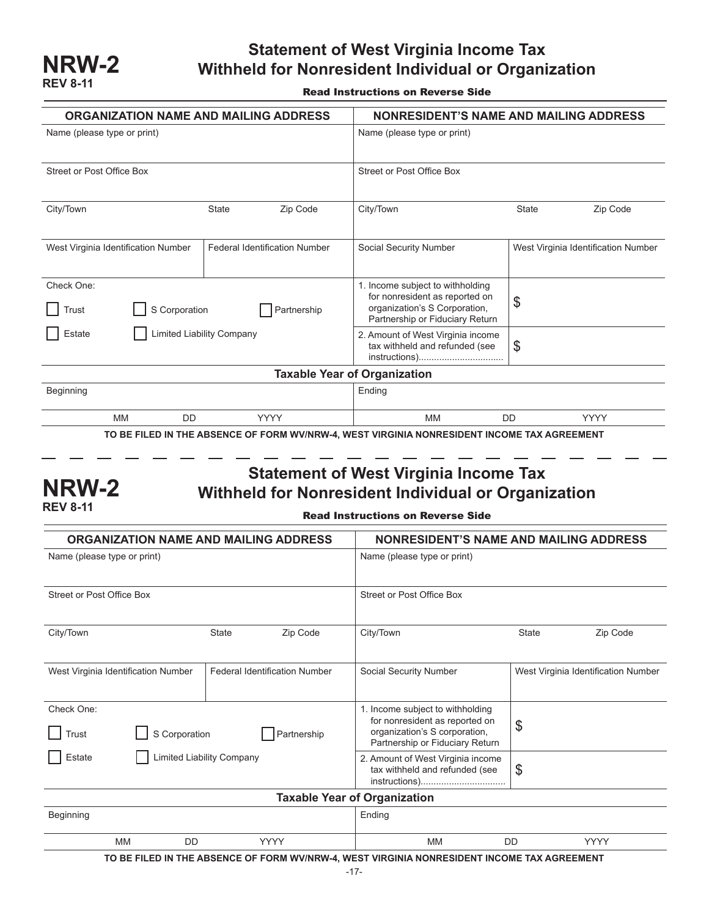# NRW-2
REV 8-11

## Statement of West Virginia Income Tax Withheld for Nonresident Individual or Organization

**Read Instructions on Reverse Side**

| ORGANIZATION NAME AND MAILING ADDRESS | | | NONRESIDENT'S NAME AND MAILING ADDRESS | | |
|---|---|---|---|---|---|
| Name (please type or print) | | | Name (please type or print) | | |
| Street or Post Office Box | | | Street or Post Office Box | | |
| City/Town | State | Zip Code | City/Town | State | Zip Code |
| West Virginia Identification Number | Federal Identification Number | | Social Security Number | West Virginia Identification Number | |
| Check One: ☐ Trust ☐ S Corporation ☐ Partnership | | | 1. Income subject to withholding for nonresident as reported on organization's S Corporation, Partnership or Fiduciary Return | $ | |
| ☐ Estate ☐ Limited Liability Company | | | 2. Amount of West Virginia income tax withheld and refunded (see instructions)................................ | $ | |

**Taxable Year of Organization**

| Beginning | Ending |
|---|---|
| MM DD YYYY | MM DD YYYY |

**TO BE FILED IN THE ABSENCE OF FORM WV/NRW-4, WEST VIRGINIA NONRESIDENT INCOME TAX AGREEMENT**

---

# NRW-2
REV 8-11

## Statement of West Virginia Income Tax Withheld for Nonresident Individual or Organization

**Read Instructions on Reverse Side**

| ORGANIZATION NAME AND MAILING ADDRESS | | | NONRESIDENT'S NAME AND MAILING ADDRESS | | |
|---|---|---|---|---|---|
| Name (please type or print) | | | Name (please type or print) | | |
| Street or Post Office Box | | | Street or Post Office Box | | |
| City/Town | State | Zip Code | City/Town | State | Zip Code |
| West Virginia Identification Number | Federal Identification Number | | Social Security Number | West Virginia Identification Number | |
| Check One: ☐ Trust ☐ S Corporation ☐ Partnership | | | 1. Income subject to withholding for nonresident as reported on organization's S corporation, Partnership or Fiduciary Return | $ | |
| ☐ Estate ☐ Limited Liability Company | | | 2. Amount of West Virginia income tax withheld and refunded (see instructions)................................ | $ | |

**Taxable Year of Organization**

| Beginning | Ending |
|---|---|
| MM DD YYYY | MM DD YYYY |

**TO BE FILED IN THE ABSENCE OF FORM WV/NRW-4, WEST VIRGINIA NONRESIDENT INCOME TAX AGREEMENT**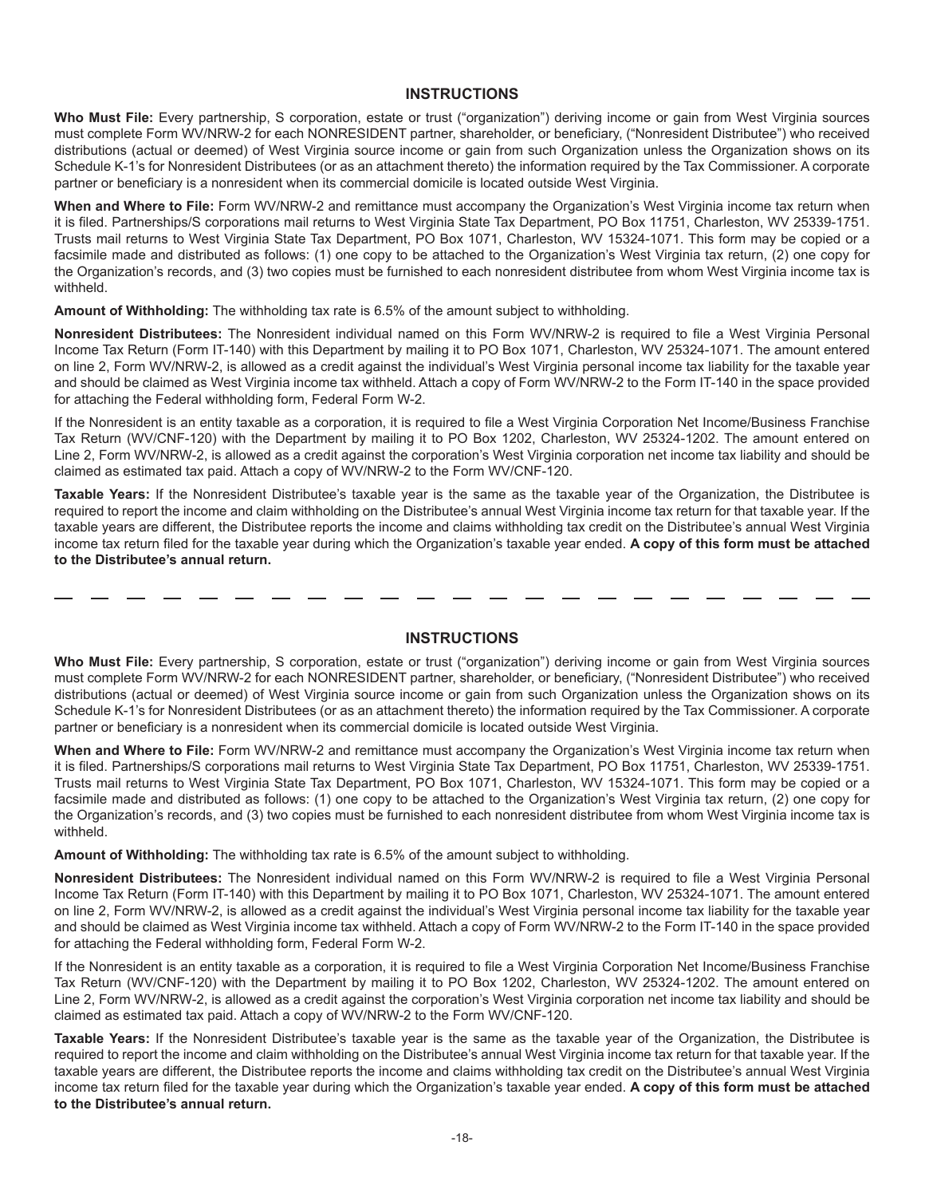## INSTRUCTIONS

**Who Must File:** Every partnership, S corporation, estate or trust ("organization") deriving income or gain from West Virginia sources must complete Form WV/NRW-2 for each NONRESIDENT partner, shareholder, or beneficiary, ("Nonresident Distributee") who received distributions (actual or deemed) of West Virginia source income or gain from such Organization unless the Organization shows on its Schedule K-1's for Nonresident Distributees (or as an attachment thereto) the information required by the Tax Commissioner. A corporate partner or beneficiary is a nonresident when its commercial domicile is located outside West Virginia.

**When and Where to File:** Form WV/NRW-2 and remittance must accompany the Organization's West Virginia income tax return when it is filed. Partnerships/S corporations mail returns to West Virginia State Tax Department, PO Box 11751, Charleston, WV 25339-1751. Trusts mail returns to West Virginia State Tax Department, PO Box 1071, Charleston, WV 15324-1071. This form may be copied or a facsimile made and distributed as follows: (1) one copy to be attached to the Organization's West Virginia tax return, (2) one copy for the Organization's records, and (3) two copies must be furnished to each nonresident distributee from whom West Virginia income tax is withheld.

**Amount of Withholding:** The withholding tax rate is 6.5% of the amount subject to withholding.

**Nonresident Distributees:** The Nonresident individual named on this Form WV/NRW-2 is required to file a West Virginia Personal Income Tax Return (Form IT-140) with this Department by mailing it to PO Box 1071, Charleston, WV 25324-1071. The amount entered on line 2, Form WV/NRW-2, is allowed as a credit against the individual's West Virginia personal income tax liability for the taxable year and should be claimed as West Virginia income tax withheld. Attach a copy of Form WV/NRW-2 to the Form IT-140 in the space provided for attaching the Federal withholding form, Federal Form W-2.

If the Nonresident is an entity taxable as a corporation, it is required to file a West Virginia Corporation Net Income/Business Franchise Tax Return (WV/CNF-120) with the Department by mailing it to PO Box 1202, Charleston, WV 25324-1202. The amount entered on Line 2, Form WV/NRW-2, is allowed as a credit against the corporation's West Virginia corporation net income tax liability and should be claimed as estimated tax paid. Attach a copy of WV/NRW-2 to the Form WV/CNF-120.

**Taxable Years:** If the Nonresident Distributee's taxable year is the same as the taxable year of the Organization, the Distributee is required to report the income and claim withholding on the Distributee's annual West Virginia income tax return for that taxable year. If the taxable years are different, the Distributee reports the income and claims withholding tax credit on the Distributee's annual West Virginia income tax return filed for the taxable year during which the Organization's taxable year ended. **A copy of this form must be attached to the Distributee's annual return.**

---

## INSTRUCTIONS

**Who Must File:** Every partnership, S corporation, estate or trust ("organization") deriving income or gain from West Virginia sources must complete Form WV/NRW-2 for each NONRESIDENT partner, shareholder, or beneficiary, ("Nonresident Distributee") who received distributions (actual or deemed) of West Virginia source income or gain from such Organization unless the Organization shows on its Schedule K-1's for Nonresident Distributees (or as an attachment thereto) the information required by the Tax Commissioner. A corporate partner or beneficiary is a nonresident when its commercial domicile is located outside West Virginia.

**When and Where to File:** Form WV/NRW-2 and remittance must accompany the Organization's West Virginia income tax return when it is filed. Partnerships/S corporations mail returns to West Virginia State Tax Department, PO Box 11751, Charleston, WV 25339-1751. Trusts mail returns to West Virginia State Tax Department, PO Box 1071, Charleston, WV 15324-1071. This form may be copied or a facsimile made and distributed as follows: (1) one copy to be attached to the Organization's West Virginia tax return, (2) one copy for the Organization's records, and (3) two copies must be furnished to each nonresident distributee from whom West Virginia income tax is withheld.

**Amount of Withholding:** The withholding tax rate is 6.5% of the amount subject to withholding.

**Nonresident Distributees:** The Nonresident individual named on this Form WV/NRW-2 is required to file a West Virginia Personal Income Tax Return (Form IT-140) with this Department by mailing it to PO Box 1071, Charleston, WV 25324-1071. The amount entered on line 2, Form WV/NRW-2, is allowed as a credit against the individual's West Virginia personal income tax liability for the taxable year and should be claimed as West Virginia income tax withheld. Attach a copy of Form WV/NRW-2 to the Form IT-140 in the space provided for attaching the Federal withholding form, Federal Form W-2.

If the Nonresident is an entity taxable as a corporation, it is required to file a West Virginia Corporation Net Income/Business Franchise Tax Return (WV/CNF-120) with the Department by mailing it to PO Box 1202, Charleston, WV 25324-1202. The amount entered on Line 2, Form WV/NRW-2, is allowed as a credit against the corporation's West Virginia corporation net income tax liability and should be claimed as estimated tax paid. Attach a copy of WV/NRW-2 to the Form WV/CNF-120.

**Taxable Years:** If the Nonresident Distributee's taxable year is the same as the taxable year of the Organization, the Distributee is required to report the income and claim withholding on the Distributee's annual West Virginia income tax return for that taxable year. If the taxable years are different, the Distributee reports the income and claims withholding tax credit on the Distributee's annual West Virginia income tax return filed for the taxable year during which the Organization's taxable year ended. **A copy of this form must be attached to the Distributee's annual return.**